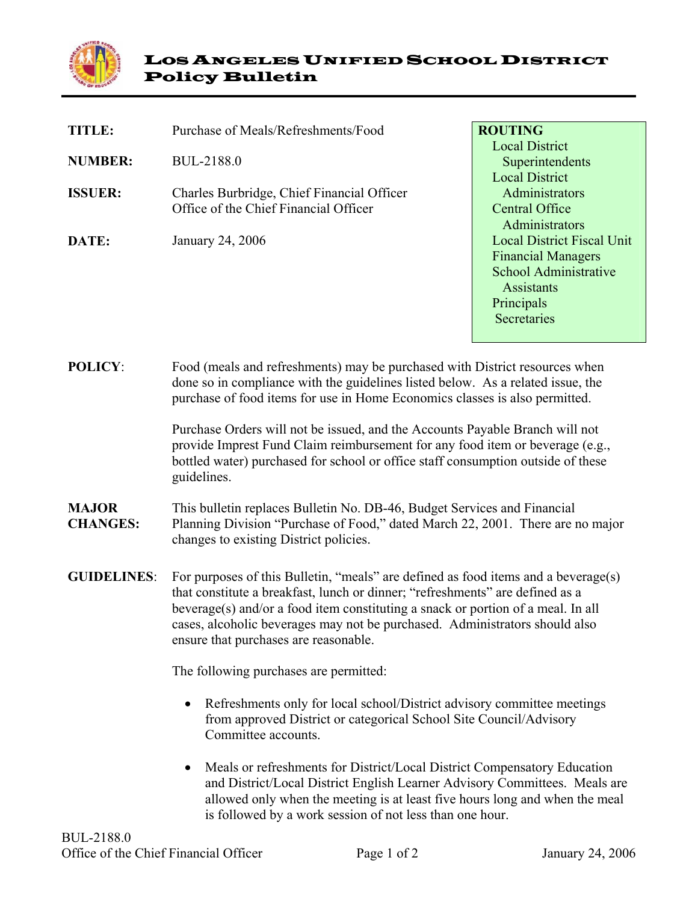# Los Angeles Unified School District
## Policy Bulletin

**TITLE:** Purchase of Meals/Refreshments/Food

**NUMBER:** BUL-2188.0

**ISSUER:** Charles Burbridge, Chief Financial Officer
Office of the Chief Financial Officer

**DATE:** January 24, 2006

**ROUTING**
- Local District Superintendents
- Local District Administrators
- Central Office Administrators
- Local District Fiscal Unit
- Financial Managers
- School Administrative Assistants
- Principals
- Secretaries

**POLICY:** Food (meals and refreshments) may be purchased with District resources when done so in compliance with the guidelines listed below. As a related issue, the purchase of food items for use in Home Economics classes is also permitted.

Purchase Orders will not be issued, and the Accounts Payable Branch will not provide Imprest Fund Claim reimbursement for any food item or beverage (e.g., bottled water) purchased for school or office staff consumption outside of these guidelines.

**MAJOR CHANGES:** This bulletin replaces Bulletin No. DB-46, Budget Services and Financial Planning Division "Purchase of Food," dated March 22, 2001. There are no major changes to existing District policies.

**GUIDELINES:** For purposes of this Bulletin, "meals" are defined as food items and a beverage(s) that constitute a breakfast, lunch or dinner; "refreshments" are defined as a beverage(s) and/or a food item constituting a snack or portion of a meal. In all cases, alcoholic beverages may not be purchased. Administrators should also ensure that purchases are reasonable.

The following purchases are permitted:

- Refreshments only for local school/District advisory committee meetings from approved District or categorical School Site Council/Advisory Committee accounts.
- Meals or refreshments for District/Local District Compensatory Education and District/Local District English Learner Advisory Committees. Meals are allowed only when the meeting is at least five hours long and when the meal is followed by a work session of not less than one hour.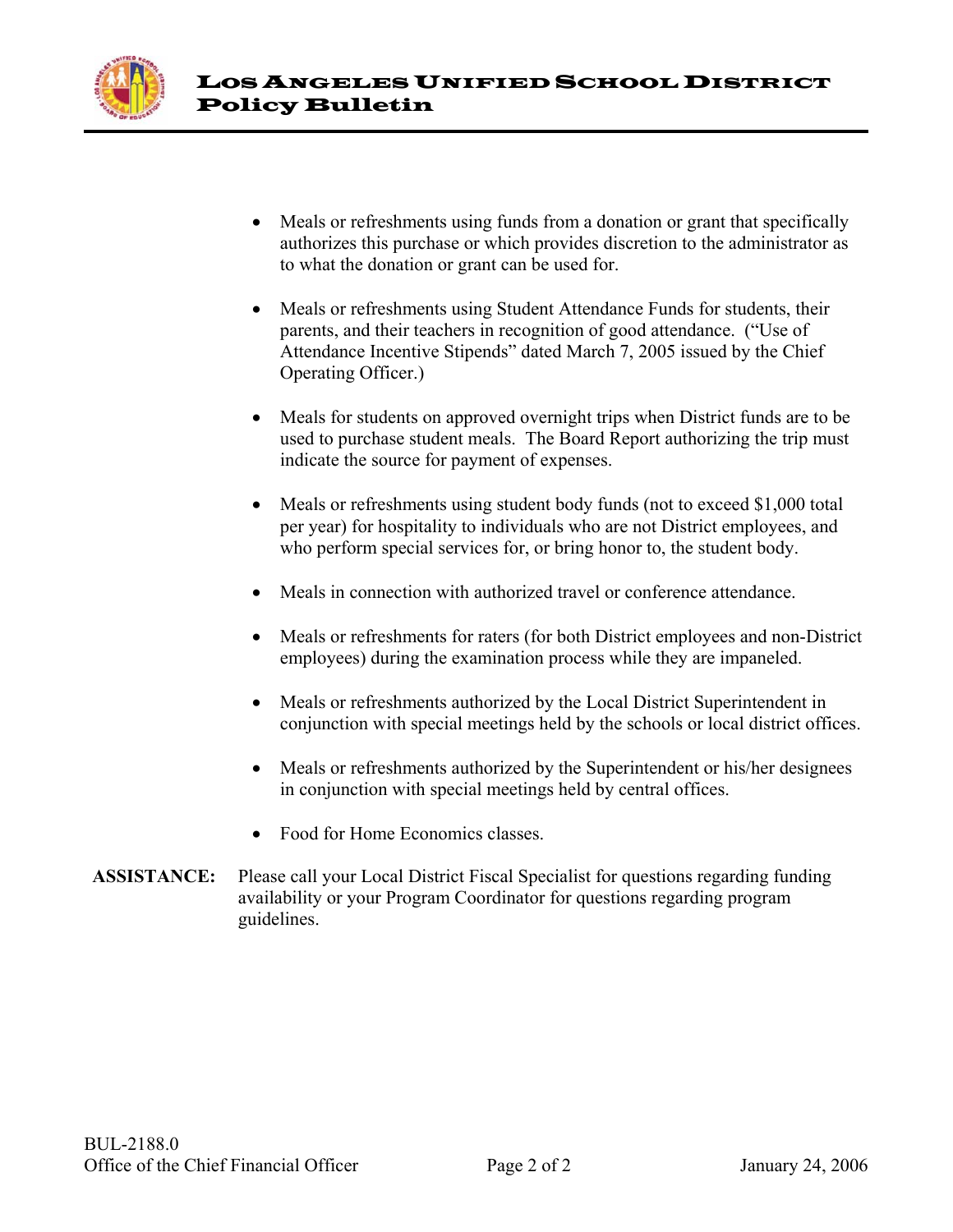- Meals or refreshments using funds from a donation or grant that specifically authorizes this purchase or which provides discretion to the administrator as to what the donation or grant can be used for.

- Meals or refreshments using Student Attendance Funds for students, their parents, and their teachers in recognition of good attendance. ("Use of Attendance Incentive Stipends" dated March 7, 2005 issued by the Chief Operating Officer.)

- Meals for students on approved overnight trips when District funds are to be used to purchase student meals. The Board Report authorizing the trip must indicate the source for payment of expenses.

- Meals or refreshments using student body funds (not to exceed $1,000 total per year) for hospitality to individuals who are not District employees, and who perform special services for, or bring honor to, the student body.

- Meals in connection with authorized travel or conference attendance.

- Meals or refreshments for raters (for both District employees and non-District employees) during the examination process while they are impaneled.

- Meals or refreshments authorized by the Local District Superintendent in conjunction with special meetings held by the schools or local district offices.

- Meals or refreshments authorized by the Superintendent or his/her designees in conjunction with special meetings held by central offices.

- Food for Home Economics classes.

**ASSISTANCE:** Please call your Local District Fiscal Specialist for questions regarding funding availability or your Program Coordinator for questions regarding program guidelines.